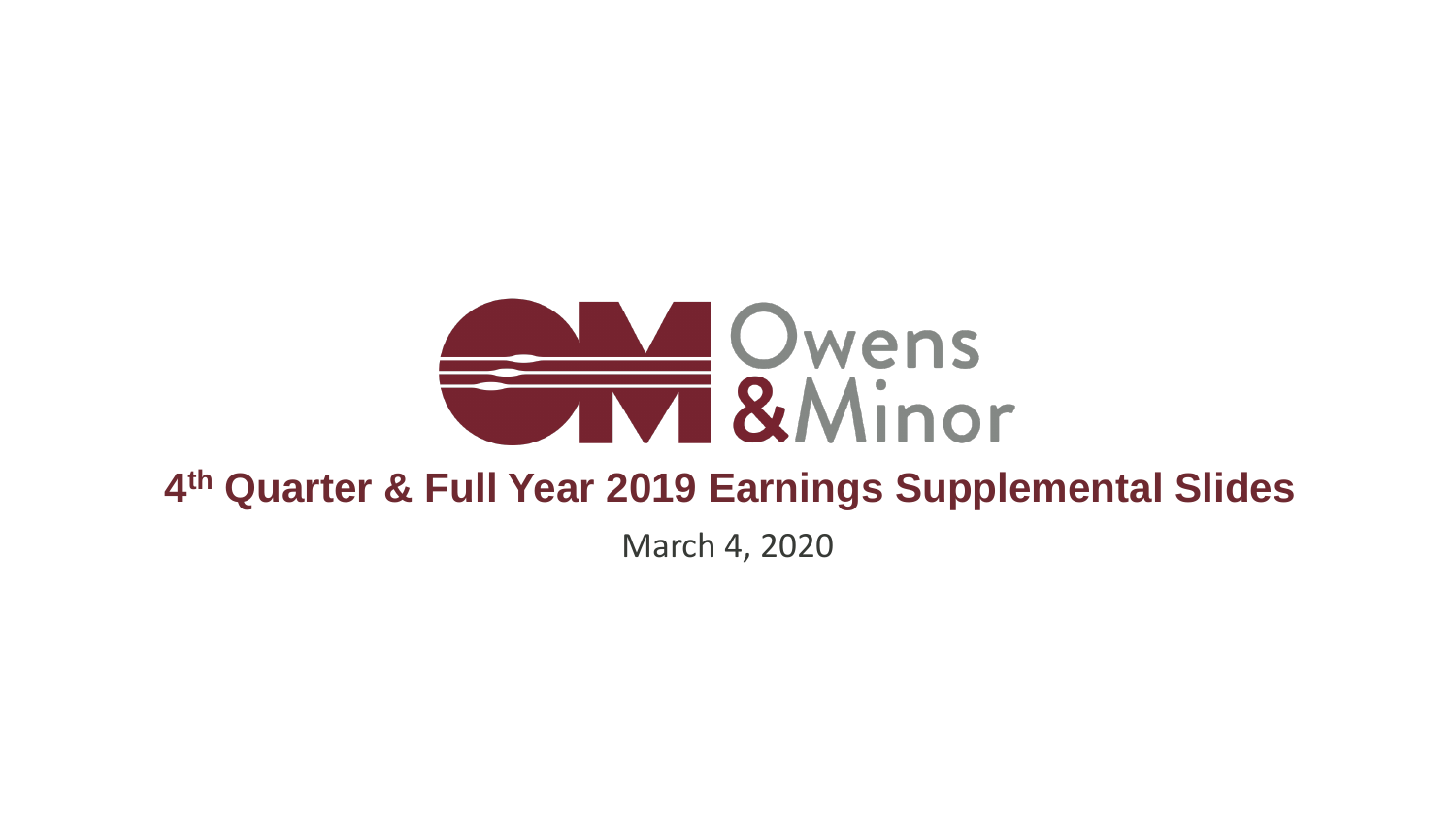Owens & Minor

# 4th Quarter & Full Year 2019 Earnings Supplemental Slides

March 4, 2020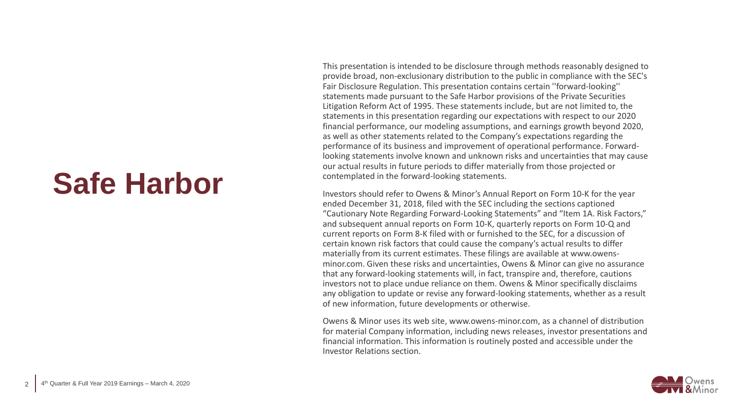# Safe Harbor

This presentation is intended to be disclosure through methods reasonably designed to provide broad, non-exclusionary distribution to the public in compliance with the SEC's Fair Disclosure Regulation. This presentation contains certain ''forward-looking'' statements made pursuant to the Safe Harbor provisions of the Private Securities Litigation Reform Act of 1995. These statements include, but are not limited to, the statements in this presentation regarding our expectations with respect to our 2020 financial performance, our modeling assumptions, and earnings growth beyond 2020, as well as other statements related to the Company's expectations regarding the performance of its business and improvement of operational performance. Forward-looking statements involve known and unknown risks and uncertainties that may cause our actual results in future periods to differ materially from those projected or contemplated in the forward-looking statements.

Investors should refer to Owens & Minor's Annual Report on Form 10-K for the year ended December 31, 2018, filed with the SEC including the sections captioned "Cautionary Note Regarding Forward-Looking Statements" and "Item 1A. Risk Factors," and subsequent annual reports on Form 10-K, quarterly reports on Form 10-Q and current reports on Form 8-K filed with or furnished to the SEC, for a discussion of certain known risk factors that could cause the company's actual results to differ materially from its current estimates. These filings are available at www.owens-minor.com. Given these risks and uncertainties, Owens & Minor can give no assurance that any forward-looking statements will, in fact, transpire and, therefore, cautions investors not to place undue reliance on them. Owens & Minor specifically disclaims any obligation to update or revise any forward-looking statements, whether as a result of new information, future developments or otherwise.

Owens & Minor uses its web site, www.owens-minor.com, as a channel of distribution for material Company information, including news releases, investor presentations and financial information. This information is routinely posted and accessible under the Investor Relations section.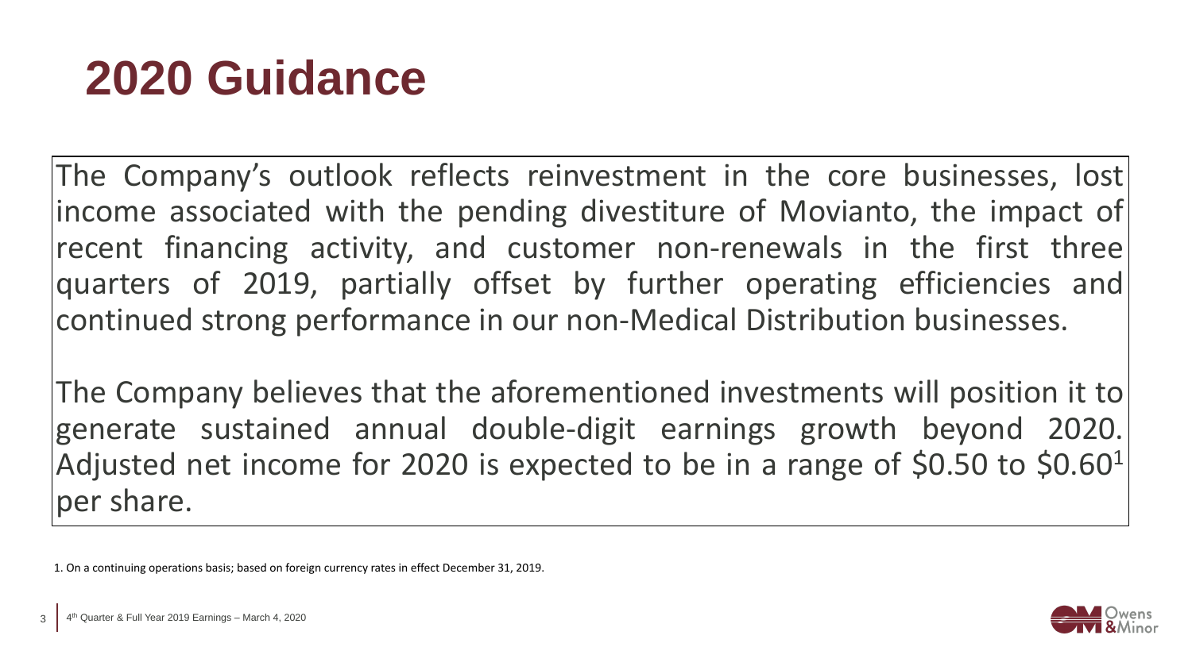# 2020 Guidance

The Company's outlook reflects reinvestment in the core businesses, lost income associated with the pending divestiture of Movianto, the impact of recent financing activity, and customer non-renewals in the first three quarters of 2019, partially offset by further operating efficiencies and continued strong performance in our non-Medical Distribution businesses.

The Company believes that the aforementioned investments will position it to generate sustained annual double-digit earnings growth beyond 2020. Adjusted net income for 2020 is expected to be in a range of $0.50 to $0.60[1] per share.

1. On a continuing operations basis; based on foreign currency rates in effect December 31, 2019.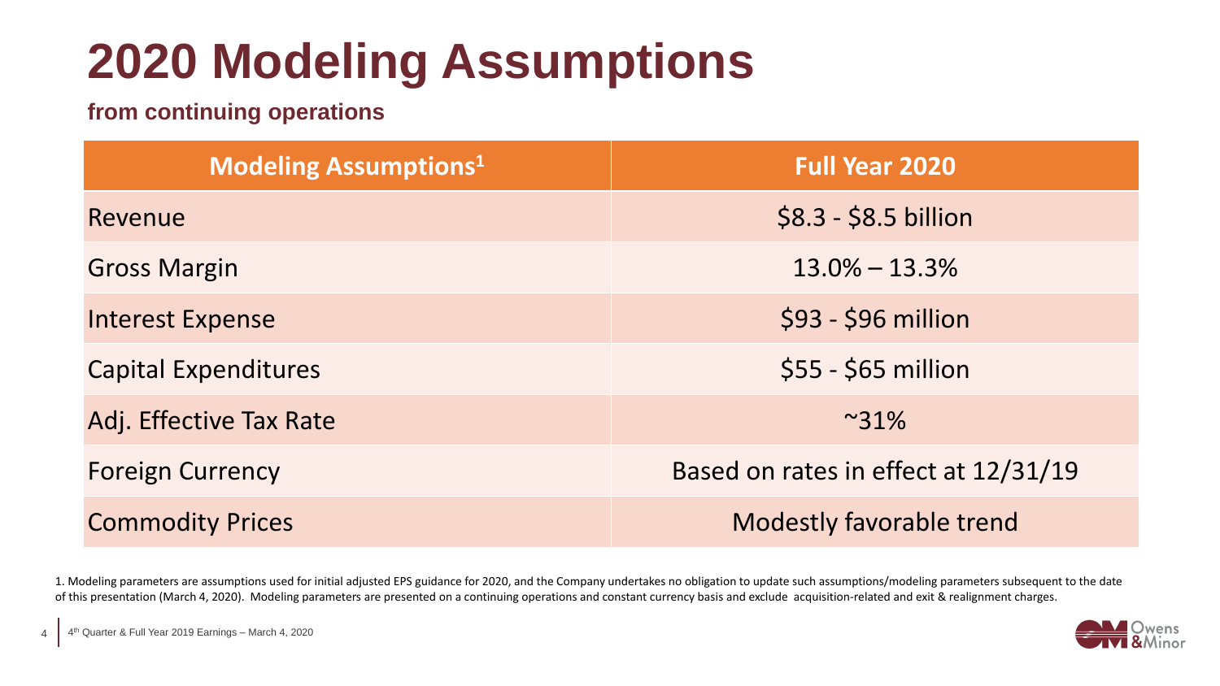# 2020 Modeling Assumptions

**from continuing operations**

| Modeling Assumptions[1] | Full Year 2020 |
| --- | --- |
| Revenue | \$8.3 - \$8.5 billion |
| Gross Margin | 13.0% – 13.3% |
| Interest Expense | \$93 - \$96 million |
| Capital Expenditures | \$55 - \$65 million |
| Adj. Effective Tax Rate | ~31% |
| Foreign Currency | Based on rates in effect at 12/31/19 |
| Commodity Prices | Modestly favorable trend |

1. Modeling parameters are assumptions used for initial adjusted EPS guidance for 2020, and the Company undertakes no obligation to update such assumptions/modeling parameters subsequent to the date of this presentation (March 4, 2020). Modeling parameters are presented on a continuing operations and constant currency basis and exclude acquisition-related and exit & realignment charges.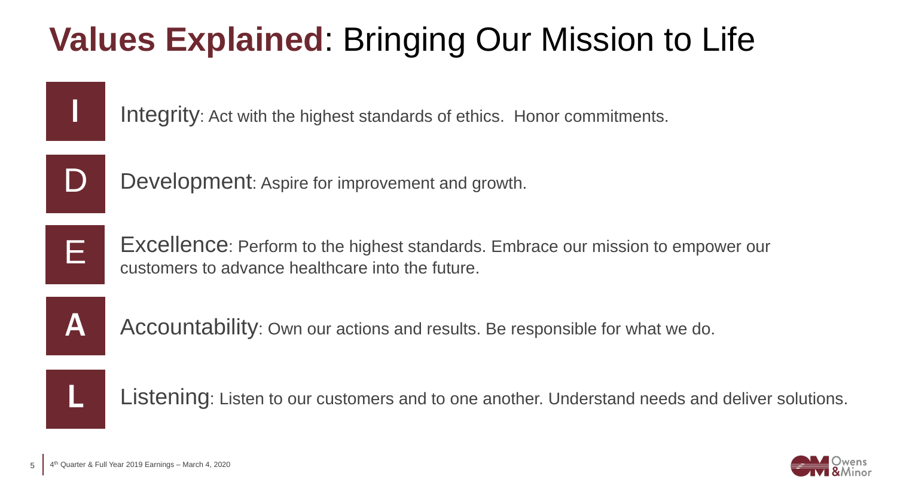# **Values Explained**: Bringing Our Mission to Life

**I** — Integrity: Act with the highest standards of ethics. Honor commitments.

**D** — Development: Aspire for improvement and growth.

**E** — Excellence: Perform to the highest standards. Embrace our mission to empower our customers to advance healthcare into the future.

**A** — Accountability: Own our actions and results. Be responsible for what we do.

**L** — Listening: Listen to our customers and to one another. Understand needs and deliver solutions.